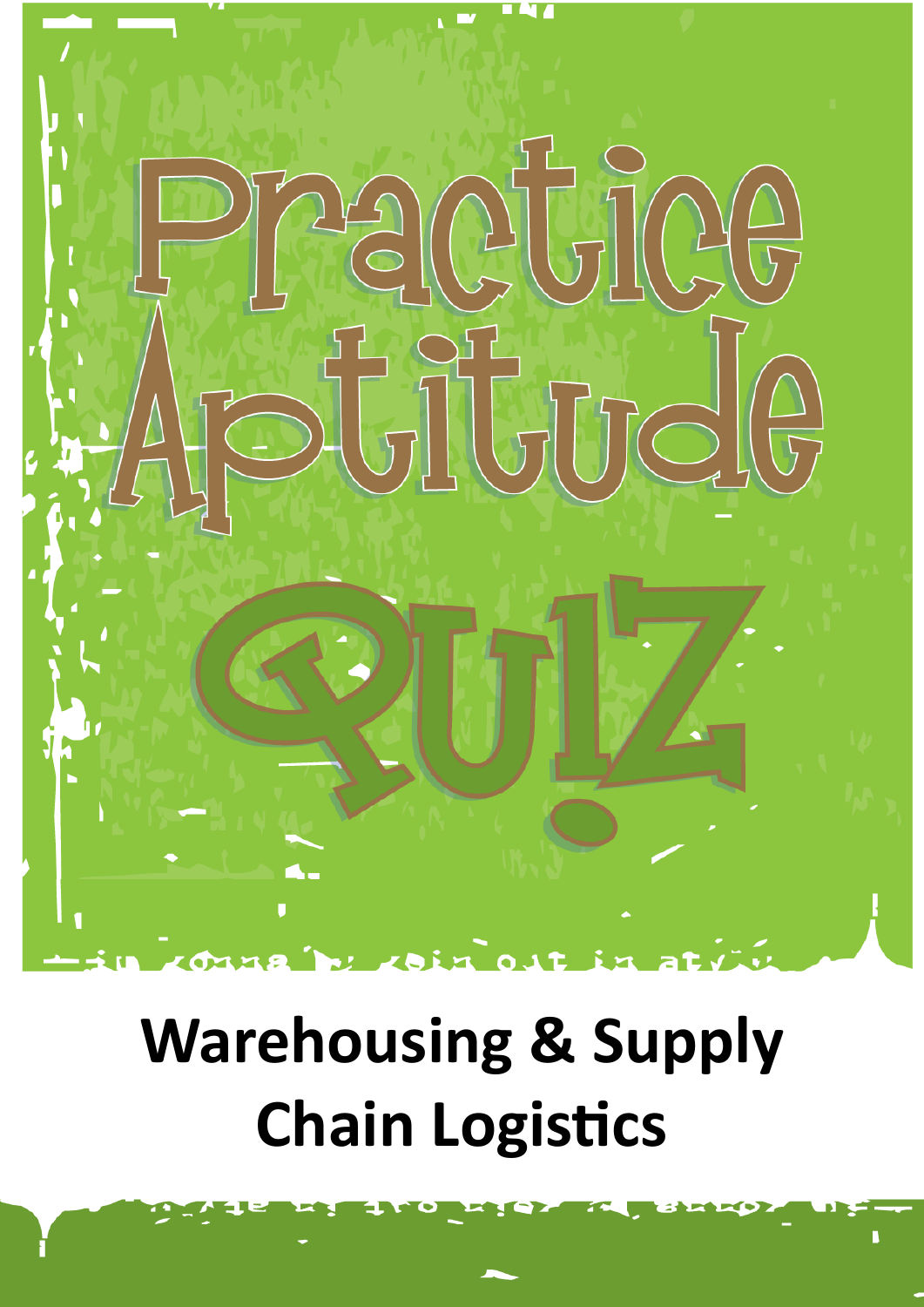# Practice Aptitude Quiz

## Warehousing & Supply Chain Logistics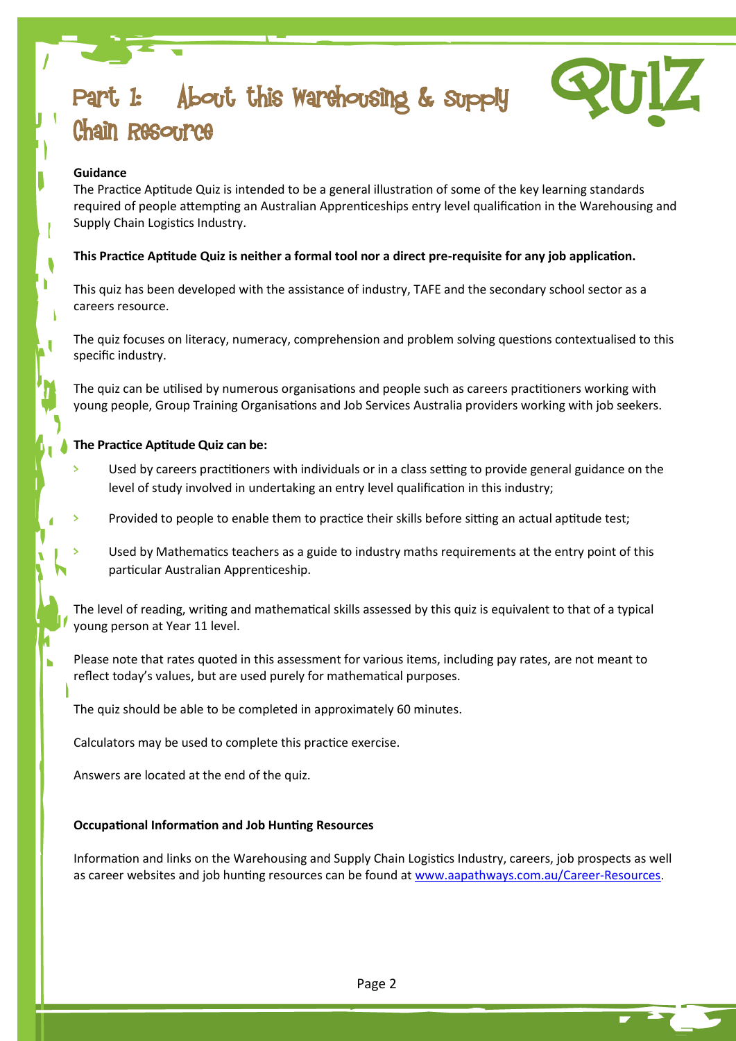# Part 1: About this Warehousing & Supply Chain Resource

QUIZ

**Guidance**

The Practice Aptitude Quiz is intended to be a general illustration of some of the key learning standards required of people attempting an Australian Apprenticeships entry level qualification in the Warehousing and Supply Chain Logistics Industry.

**This Practice Aptitude Quiz is neither a formal tool nor a direct pre-requisite for any job application.**

This quiz has been developed with the assistance of industry, TAFE and the secondary school sector as a careers resource.

The quiz focuses on literacy, numeracy, comprehension and problem solving questions contextualised to this specific industry.

The quiz can be utilised by numerous organisations and people such as careers practitioners working with young people, Group Training Organisations and Job Services Australia providers working with job seekers.

**The Practice Aptitude Quiz can be:**

- Used by careers practitioners with individuals or in a class setting to provide general guidance on the level of study involved in undertaking an entry level qualification in this industry;
- Provided to people to enable them to practice their skills before sitting an actual aptitude test;
- Used by Mathematics teachers as a guide to industry maths requirements at the entry point of this particular Australian Apprenticeship.

The level of reading, writing and mathematical skills assessed by this quiz is equivalent to that of a typical young person at Year 11 level.

Please note that rates quoted in this assessment for various items, including pay rates, are not meant to reflect today's values, but are used purely for mathematical purposes.

The quiz should be able to be completed in approximately 60 minutes.

Calculators may be used to complete this practice exercise.

Answers are located at the end of the quiz.

**Occupational Information and Job Hunting Resources**

Information and links on the Warehousing and Supply Chain Logistics Industry, careers, job prospects as well as career websites and job hunting resources can be found at www.aapathways.com.au/Career-Resources.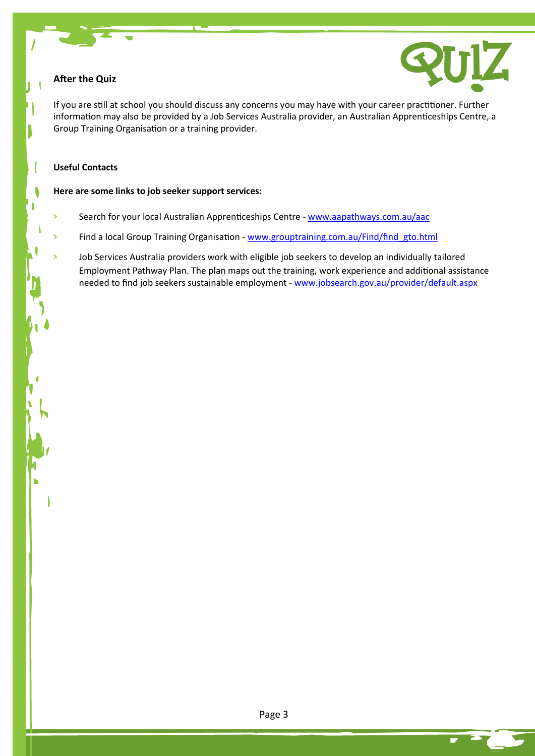## After the Quiz

If you are still at school you should discuss any concerns you may have with your career practitioner. Further information may also be provided by a Job Services Australia provider, an Australian Apprenticeships Centre, a Group Training Organisation or a training provider.

## Useful Contacts

**Here are some links to job seeker support services:**

- Search for your local Australian Apprenticeships Centre - www.aapathways.com.au/aac
- Find a local Group Training Organisation - www.grouptraining.com.au/Find/find_gto.html
- Job Services Australia providers work with eligible job seekers to develop an individually tailored Employment Pathway Plan. The plan maps out the training, work experience and additional assistance needed to find job seekers sustainable employment - www.jobsearch.gov.au/provider/default.aspx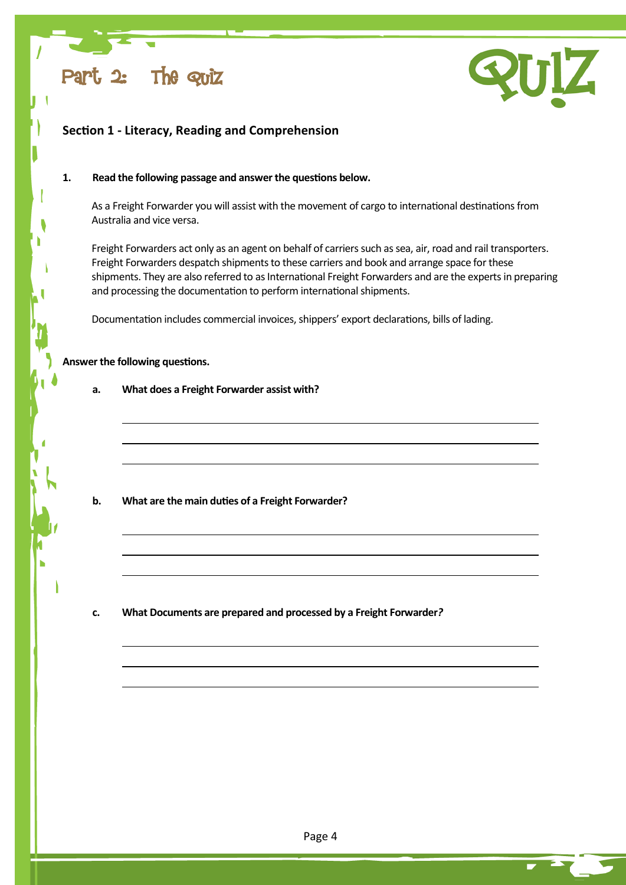# Part 2: The Quiz

QUIZ

## Section 1 - Literacy, Reading and Comprehension

**1. Read the following passage and answer the questions below.**

As a Freight Forwarder you will assist with the movement of cargo to international destinations from Australia and vice versa.

Freight Forwarders act only as an agent on behalf of carriers such as sea, air, road and rail transporters. Freight Forwarders despatch shipments to these carriers and book and arrange space for these shipments. They are also referred to as International Freight Forwarders and are the experts in preparing and processing the documentation to perform international shipments.

Documentation includes commercial invoices, shippers' export declarations, bills of lading.

**Answer the following questions.**

**a. What does a Freight Forwarder assist with?**

______________________________________________

______________________________________________

______________________________________________

**b. What are the main duties of a Freight Forwarder?**

______________________________________________

______________________________________________

______________________________________________

**c. What Documents are prepared and processed by a Freight Forwarder?**

______________________________________________

______________________________________________

______________________________________________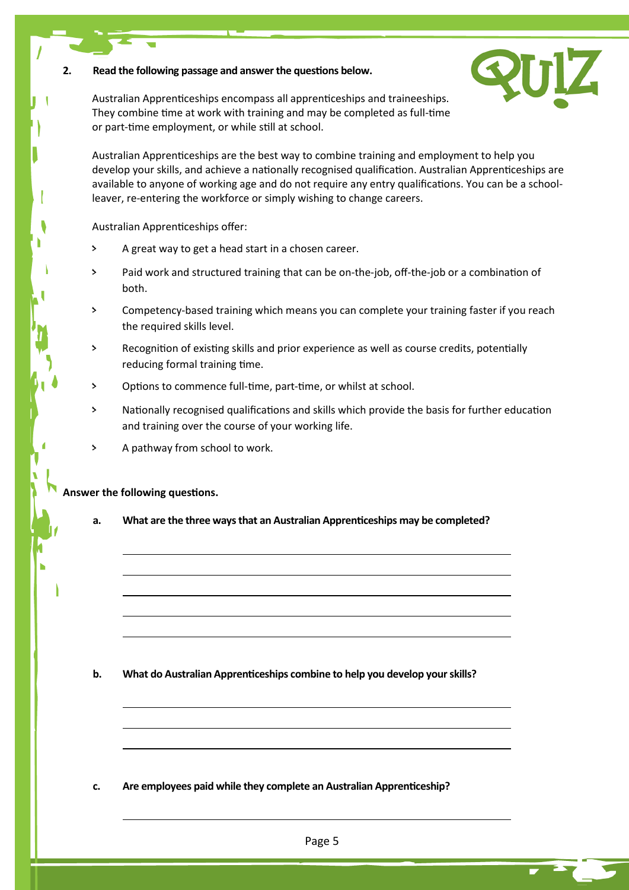**2. Read the following passage and answer the questions below.**

Australian Apprenticeships encompass all apprenticeships and traineeships. They combine time at work with training and may be completed as full-time or part-time employment, or while still at school.

Australian Apprenticeships are the best way to combine training and employment to help you develop your skills, and achieve a nationally recognised qualification. Australian Apprenticeships are available to anyone of working age and do not require any entry qualifications. You can be a school-leaver, re-entering the workforce or simply wishing to change careers.

Australian Apprenticeships offer:

- A great way to get a head start in a chosen career.
- Paid work and structured training that can be on-the-job, off-the-job or a combination of both.
- Competency-based training which means you can complete your training faster if you reach the required skills level.
- Recognition of existing skills and prior experience as well as course credits, potentially reducing formal training time.
- Options to commence full-time, part-time, or whilst at school.
- Nationally recognised qualifications and skills which provide the basis for further education and training over the course of your working life.
- A pathway from school to work.

**Answer the following questions.**

**a. What are the three ways that an Australian Apprenticeships may be completed?**

______________________________________________

______________________________________________

______________________________________________

______________________________________________

______________________________________________

**b. What do Australian Apprenticeships combine to help you develop your skills?**

______________________________________________

______________________________________________

______________________________________________

**c. Are employees paid while they complete an Australian Apprenticeship?**

______________________________________________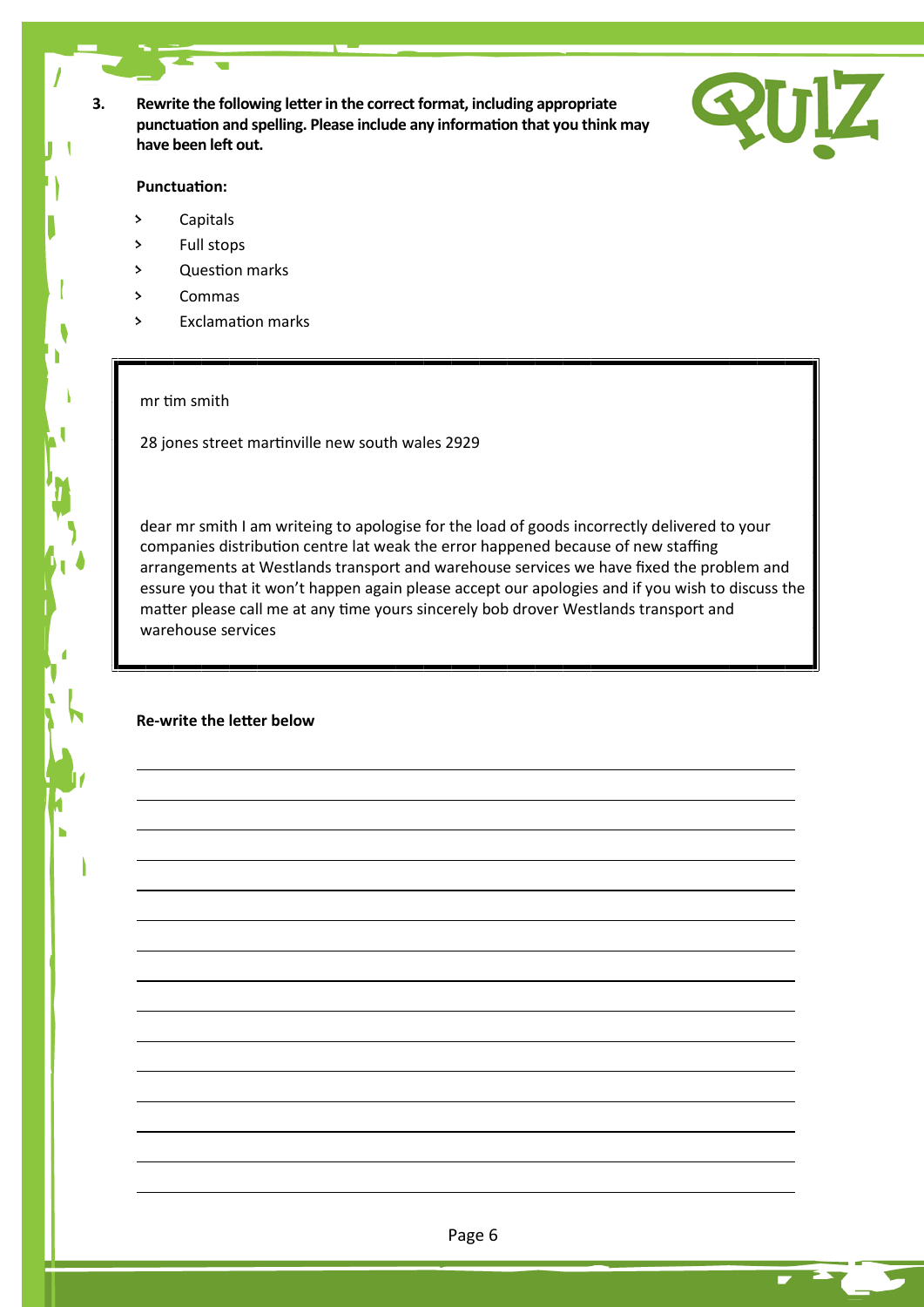**3. Rewrite the following letter in the correct format, including appropriate punctuation and spelling. Please include any information that you think may have been left out.**

QUIZ

**Punctuation:**

- Capitals
- Full stops
- Question marks
- Commas
- Exclamation marks

> mr tim smith
>
> 28 jones street martinville new south wales 2929
>
> dear mr smith I am writeing to apologise for the load of goods incorrectly delivered to your companies distribution centre lat weak the error happened because of new staffing arrangements at Westlands transport and warehouse services we have fixed the problem and essure you that it won't happen again please accept our apologies and if you wish to discuss the matter please call me at any time yours sincerely bob drover Westlands transport and warehouse services

**Re-write the letter below**

_______________________________________________

_______________________________________________

_______________________________________________

_______________________________________________

_______________________________________________

_______________________________________________

_______________________________________________

_______________________________________________

_______________________________________________

_______________________________________________

_______________________________________________

_______________________________________________

_______________________________________________

_______________________________________________

_______________________________________________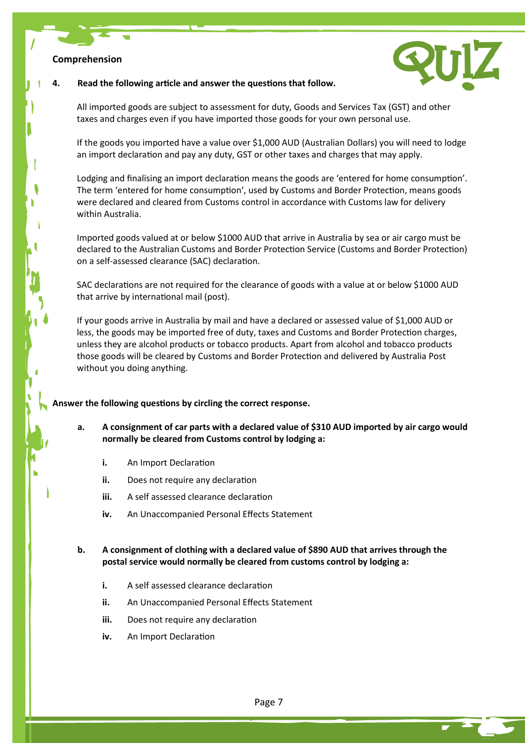**Comprehension**

**4. Read the following article and answer the questions that follow.**

All imported goods are subject to assessment for duty, Goods and Services Tax (GST) and other taxes and charges even if you have imported those goods for your own personal use.

If the goods you imported have a value over $1,000 AUD (Australian Dollars) you will need to lodge an import declaration and pay any duty, GST or other taxes and charges that may apply.

Lodging and finalising an import declaration means the goods are 'entered for home consumption'. The term 'entered for home consumption', used by Customs and Border Protection, means goods were declared and cleared from Customs control in accordance with Customs law for delivery within Australia.

Imported goods valued at or below $1000 AUD that arrive in Australia by sea or air cargo must be declared to the Australian Customs and Border Protection Service (Customs and Border Protection) on a self-assessed clearance (SAC) declaration.

SAC declarations are not required for the clearance of goods with a value at or below $1000 AUD that arrive by international mail (post).

If your goods arrive in Australia by mail and have a declared or assessed value of $1,000 AUD or less, the goods may be imported free of duty, taxes and Customs and Border Protection charges, unless they are alcohol products or tobacco products. Apart from alcohol and tobacco products those goods will be cleared by Customs and Border Protection and delivered by Australia Post without you doing anything.

**Answer the following questions by circling the correct response.**

**a. A consignment of car parts with a declared value of $310 AUD imported by air cargo would normally be cleared from Customs control by lodging a:**

- **i.** An Import Declaration
- **ii.** Does not require any declaration
- **iii.** A self assessed clearance declaration
- **iv.** An Unaccompanied Personal Effects Statement

**b. A consignment of clothing with a declared value of $890 AUD that arrives through the postal service would normally be cleared from customs control by lodging a:**

- **i.** A self assessed clearance declaration
- **ii.** An Unaccompanied Personal Effects Statement
- **iii.** Does not require any declaration
- **iv.** An Import Declaration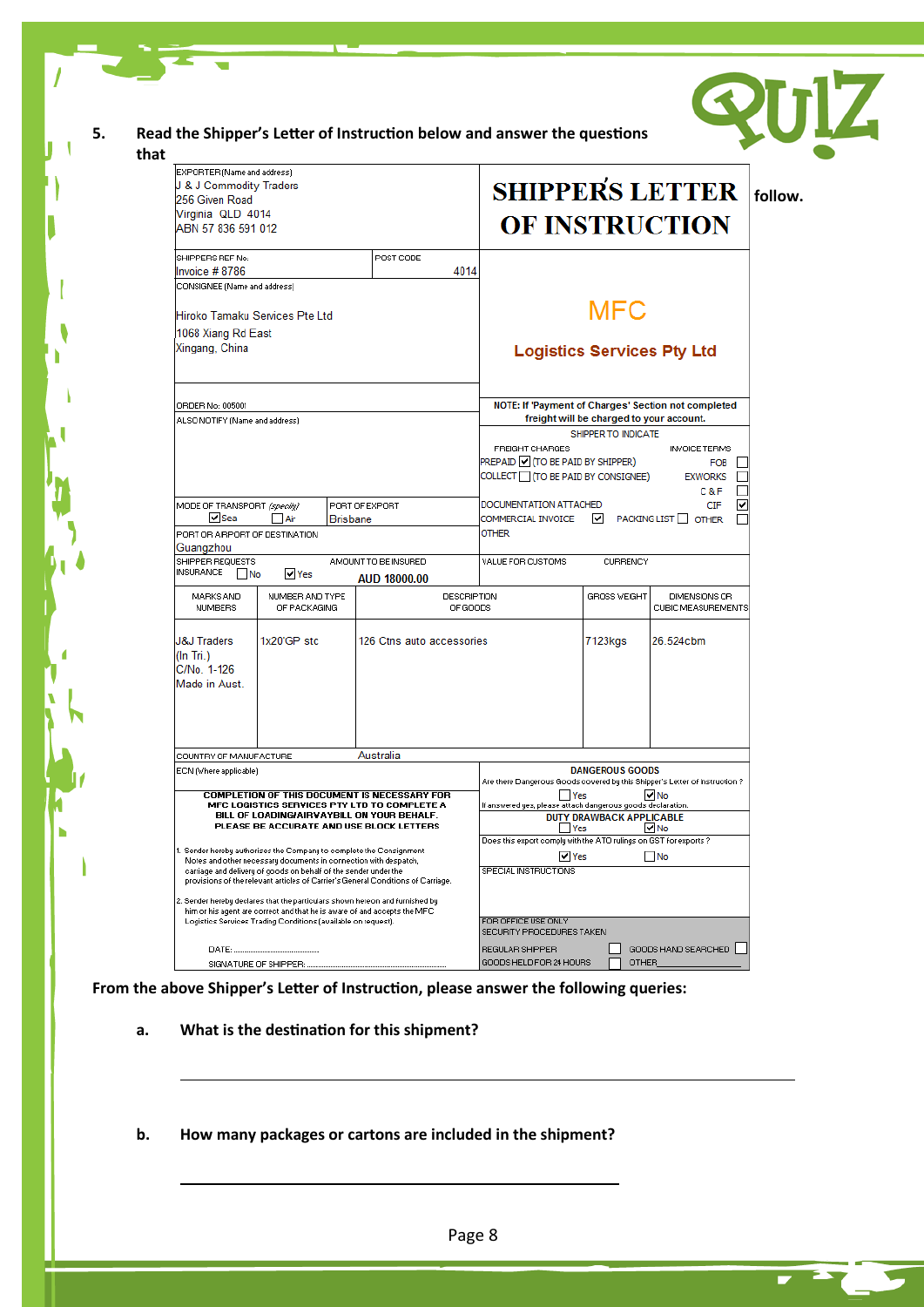**5. Read the Shipper's Letter of Instruction below and answer the questions that follow.**

# SHIPPER'S LETTER OF INSTRUCTION

**MFC Logistics Services Pty Ltd**

**EXPORTER (Name and address)**
J & J Commodity Traders
256 Given Road
Virginia QLD 4014
ABN 57 836 591 012

| SHIPPERS REF No. | POST CODE |
| --- | --- |
| Invoice # 8786 | 4014 |

**CONSIGNEE (Name and address)**
Hiroko Tamaku Services Pte Ltd
1068 Xiang Rd East
Xingang, China

ORDER No: 00500!

ALSO NOTIFY (Name and address)

**NOTE: If 'Payment of Charges' Section not completed freight will be charged to your account.**

SHIPPER TO INDICATE

| FREIGHT CHARGES | INVOICE TERMS |
| --- | --- |
| PREPAID ☑ (TO BE PAID BY SHIPPER) | FOB ☐ |
| COLLECT ☐ (TO BE PAID BY CONSIGNEE) | EXWORKS ☐ |
| | C & F ☐ |
| | CIF ☑ |

| MODE OF TRANSPORT (specify) | PORT OF EXPORT |
| --- | --- |
| ☑ Sea ☐ Air | Brisbane |

DOCUMENTATION ATTACHED
COMMERCIAL INVOICE ☑ PACKING LIST ☐ OTHER ☐
OTHER

PORT OR AIRPORT OF DESTINATION
Guangzhou

| SHIPPER REQUESTS INSURANCE | AMOUNT TO BE INSURED | VALUE FOR CUSTOMS | CURRENCY |
| --- | --- | --- | --- |
| ☐ No ☑ Yes | AUD 18000.00 | | |

| MARKS AND NUMBERS | NUMBER AND TYPE OF PACKAGING | DESCRIPTION OF GOODS | GROSS WEIGHT | DIMENSIONS OR CUBIC MEASUREMENTS |
| --- | --- | --- | --- | --- |
| J&J Traders (In Tri.) C/No. 1-126 Made in Aust. | 1x20'GP stc | 126 Ctns auto accessories | 7123kgs | 26.524cbm |

COUNTRY OF MANUFACTURE: Australia

ECN (Where applicable)

**COMPLETION OF THIS DOCUMENT IS NECESSARY FOR MFC LOGISTICS SERVICES PTY LTD TO COMPLETE A BILL OF LOADING/AIRWAYBILL ON YOUR BEHALF. PLEASE BE ACCURATE AND USE BLOCK LETTERS**

1. Sender hereby authorises the Company to complete the Consignment Notes and other necessary documents in connection with despatch, carriage and delivery of goods on behalf of the sender under the provisions of the relevant articles of Carrier's General Conditions of Carriage.

2. Sender hereby declares that the particulars shown hereon and furnished by him or his agent are correct and that he is aware of and accepts the MFC Logistics Services Trading Conditions (available on request).

DATE: ..........................

SIGNATURE OF SHIPPER: ..........................

**DANGEROUS GOODS**
Are there Dangerous Goods covered by this Shipper's Letter of Instruction ?
☐ Yes ☑ No
If answered yes, please attach dangerous goods declaration.

**DUTY DRAWBACK APPLICABLE**
☐ Yes ☑ No

Does this export comply with the ATO rulings on GST for exports ?
☑ Yes ☐ No

SPECIAL INSTRUCTIONS

FOR OFFICE USE ONLY
SECURITY PROCEDURES TAKEN
REGULAR SHIPPER ☐ GOODS HAND SEARCHED ☐
GOODS HELD FOR 24 HOURS ☐ OTHER____________

**From the above Shipper's Letter of Instruction, please answer the following queries:**

**a. What is the destination for this shipment?**

_______________________________________________

**b. How many packages or cartons are included in the shipment?**

_______________________________________________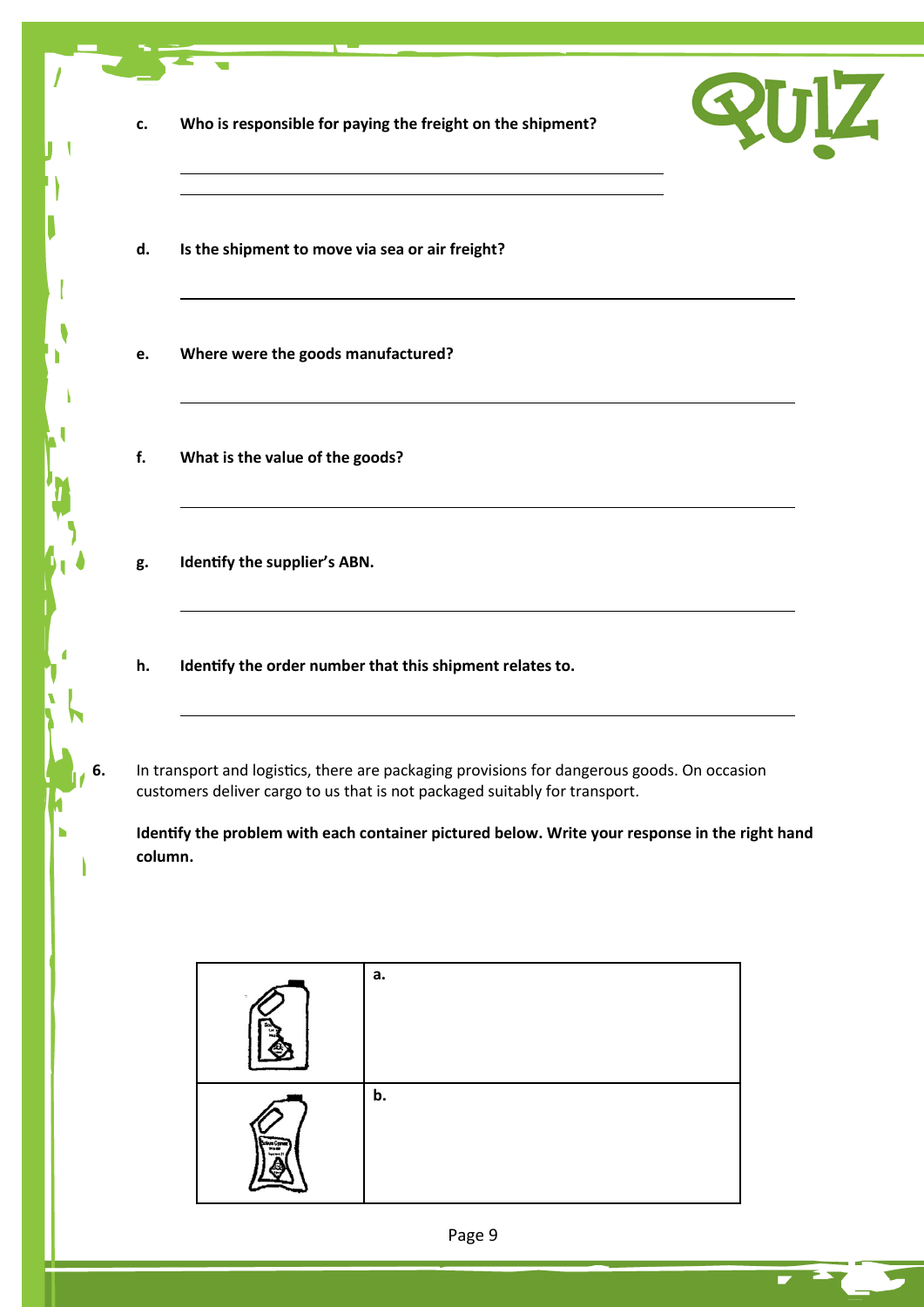c. **Who is responsible for paying the freight on the shipment?**

\_\_\_\_\_\_\_\_\_\_\_\_\_\_\_\_\_\_\_\_\_\_\_\_\_\_\_\_\_\_\_\_\_\_\_\_\_\_\_\_

\_\_\_\_\_\_\_\_\_\_\_\_\_\_\_\_\_\_\_\_\_\_\_\_\_\_\_\_\_\_\_\_\_\_\_\_\_\_\_\_

d. **Is the shipment to move via sea or air freight?**

\_\_\_\_\_\_\_\_\_\_\_\_\_\_\_\_\_\_\_\_\_\_\_\_\_\_\_\_\_\_\_\_\_\_\_\_\_\_\_\_

e. **Where were the goods manufactured?**

\_\_\_\_\_\_\_\_\_\_\_\_\_\_\_\_\_\_\_\_\_\_\_\_\_\_\_\_\_\_\_\_\_\_\_\_\_\_\_\_

f. **What is the value of the goods?**

\_\_\_\_\_\_\_\_\_\_\_\_\_\_\_\_\_\_\_\_\_\_\_\_\_\_\_\_\_\_\_\_\_\_\_\_\_\_\_\_

g. **Identify the supplier's ABN.**

\_\_\_\_\_\_\_\_\_\_\_\_\_\_\_\_\_\_\_\_\_\_\_\_\_\_\_\_\_\_\_\_\_\_\_\_\_\_\_\_

h. **Identify the order number that this shipment relates to.**

\_\_\_\_\_\_\_\_\_\_\_\_\_\_\_\_\_\_\_\_\_\_\_\_\_\_\_\_\_\_\_\_\_\_\_\_\_\_\_\_

6. In transport and logistics, there are packaging provisions for dangerous goods. On occasion customers deliver cargo to us that is not packaged suitably for transport.

**Identify the problem with each container pictured below. Write your response in the right hand column.**

| | |
|---|---|
| | a. |
| | b. |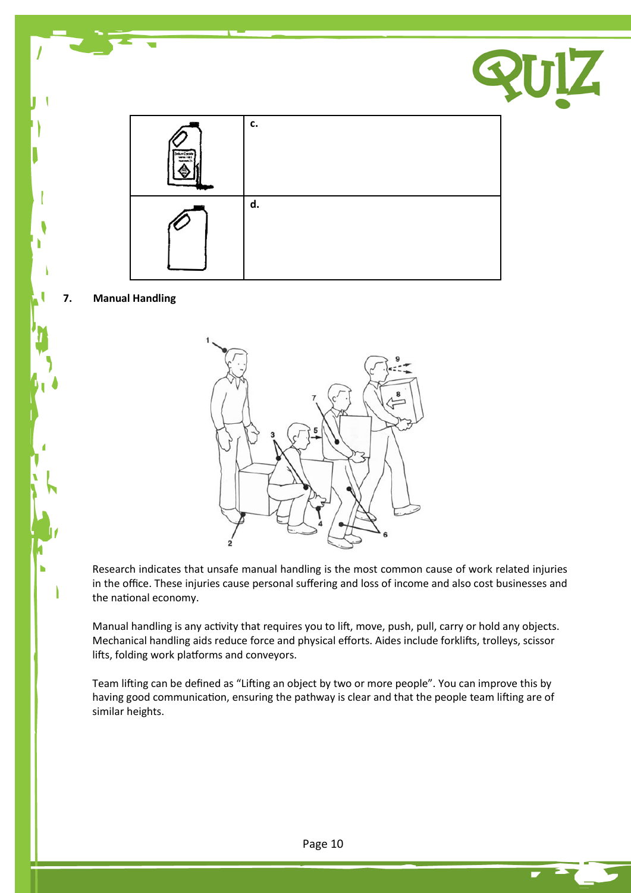| | c. |
|---|---|
| | d. |

**7. Manual Handling**

Research indicates that unsafe manual handling is the most common cause of work related injuries in the office. These injuries cause personal suffering and loss of income and also cost businesses and the national economy.

Manual handling is any activity that requires you to lift, move, push, pull, carry or hold any objects. Mechanical handling aids reduce force and physical efforts. Aides include forklifts, trolleys, scissor lifts, folding work platforms and conveyors.

Team lifting can be defined as "Lifting an object by two or more people". You can improve this by having good communication, ensuring the pathway is clear and that the people team lifting are of similar heights.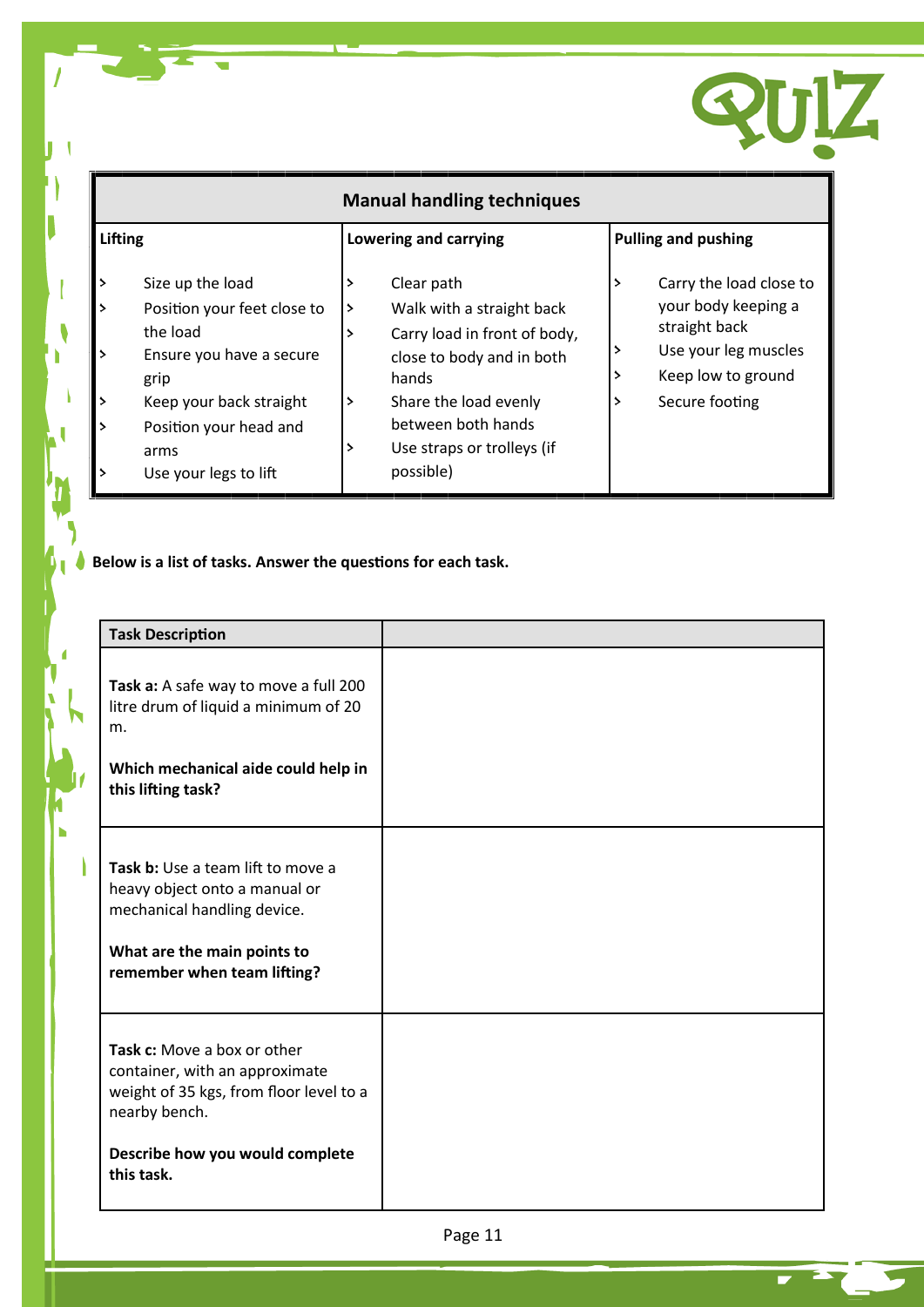QUIZ

| Manual handling techniques | | |
|---|---|---|
| **Lifting** | **Lowering and carrying** | **Pulling and pushing** |
| > Size up the load<br>> Position your feet close to the load<br>> Ensure you have a secure grip<br>> Keep your back straight<br>> Position your head and arms<br>> Use your legs to lift | > Clear path<br>> Walk with a straight back<br>> Carry load in front of body, close to body and in both hands<br>> Share the load evenly between both hands<br>> Use straps or trolleys (if possible) | > Carry the load close to your body keeping a straight back<br>> Use your leg muscles<br>> Keep low to ground<br>> Secure footing |

**Below is a list of tasks. Answer the questions for each task.**

| Task Description | |
|---|---|
| **Task a:** A safe way to move a full 200 litre drum of liquid a minimum of 20 m.<br><br>**Which mechanical aide could help in this lifting task?** | |
| **Task b:** Use a team lift to move a heavy object onto a manual or mechanical handling device.<br><br>**What are the main points to remember when team lifting?** | |
| **Task c:** Move a box or other container, with an approximate weight of 35 kgs, from floor level to a nearby bench.<br><br>**Describe how you would complete this task.** | |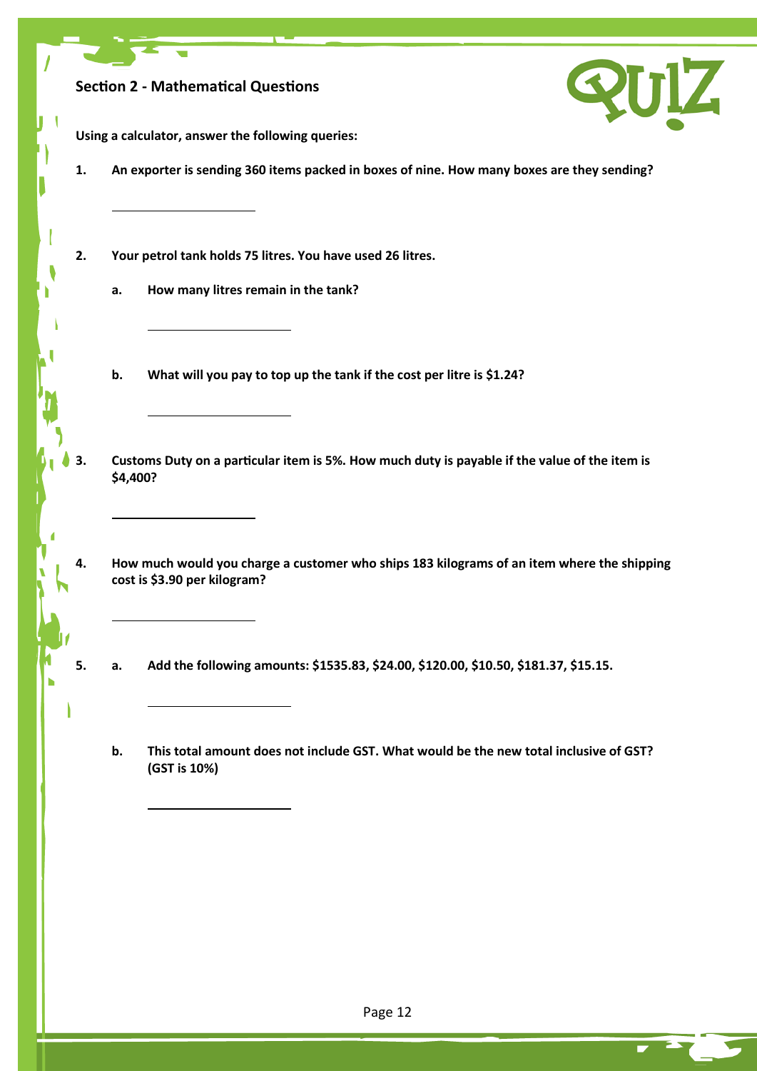## Section 2 - Mathematical Questions

QUIZ

**Using a calculator, answer the following queries:**

1. **An exporter is sending 360 items packed in boxes of nine. How many boxes are they sending?**

   \_\_\_\_\_\_\_\_\_\_\_\_\_\_\_\_\_\_\_\_

2. **Your petrol tank holds 75 litres. You have used 26 litres.**

   a. **How many litres remain in the tank?**

   \_\_\_\_\_\_\_\_\_\_\_\_\_\_\_\_\_\_\_\_

   b. **What will you pay to top up the tank if the cost per litre is $1.24?**

   \_\_\_\_\_\_\_\_\_\_\_\_\_\_\_\_\_\_\_\_

3. **Customs Duty on a particular item is 5%. How much duty is payable if the value of the item is $4,400?**

   \_\_\_\_\_\_\_\_\_\_\_\_\_\_\_\_\_\_\_\_

4. **How much would you charge a customer who ships 183 kilograms of an item where the shipping cost is $3.90 per kilogram?**

   \_\_\_\_\_\_\_\_\_\_\_\_\_\_\_\_\_\_\_\_

5. a. **Add the following amounts: $1535.83, $24.00, $120.00, $10.50, $181.37, $15.15.**

   \_\_\_\_\_\_\_\_\_\_\_\_\_\_\_\_\_\_\_\_

   b. **This total amount does not include GST. What would be the new total inclusive of GST? (GST is 10%)**

   \_\_\_\_\_\_\_\_\_\_\_\_\_\_\_\_\_\_\_\_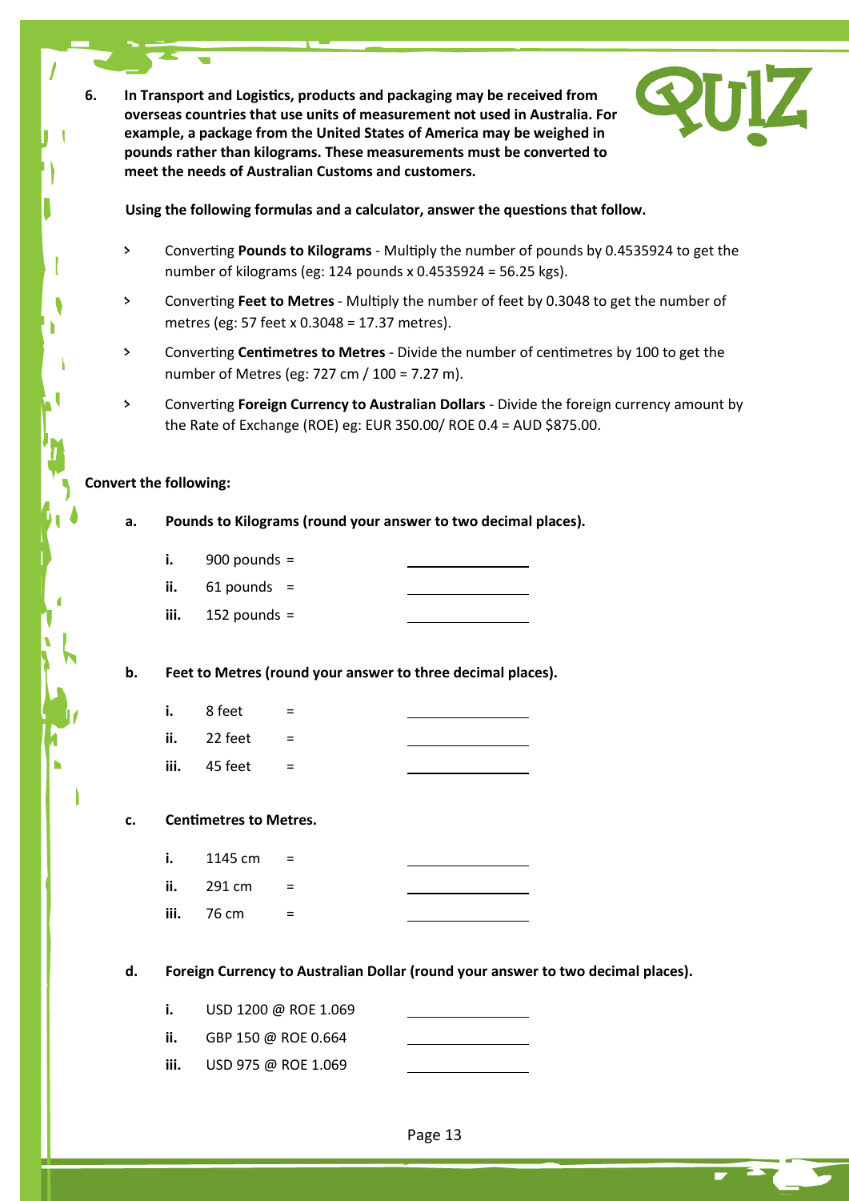**6. In Transport and Logistics, products and packaging may be received from overseas countries that use units of measurement not used in Australia. For example, a package from the United States of America may be weighed in pounds rather than kilograms. These measurements must be converted to meet the needs of Australian Customs and customers.**

**Using the following formulas and a calculator, answer the questions that follow.**

- Converting **Pounds to Kilograms** - Multiply the number of pounds by 0.4535924 to get the number of kilograms (eg: 124 pounds x 0.4535924 = 56.25 kgs).
- Converting **Feet to Metres** - Multiply the number of feet by 0.3048 to get the number of metres (eg: 57 feet x 0.3048 = 17.37 metres).
- Converting **Centimetres to Metres** - Divide the number of centimetres by 100 to get the number of Metres (eg: 727 cm / 100 = 7.27 m).
- Converting **Foreign Currency to Australian Dollars** - Divide the foreign currency amount by the Rate of Exchange (ROE) eg: EUR 350.00/ ROE 0.4 = AUD $875.00.

**Convert the following:**

**a. Pounds to Kilograms (round your answer to two decimal places).**

**i.** 900 pounds = ____________

**ii.** 61 pounds = ____________

**iii.** 152 pounds = ____________

**b. Feet to Metres (round your answer to three decimal places).**

**i.** 8 feet = ____________

**ii.** 22 feet = ____________

**iii.** 45 feet = ____________

**c. Centimetres to Metres.**

**i.** 1145 cm = ____________

**ii.** 291 cm = ____________

**iii.** 76 cm = ____________

**d. Foreign Currency to Australian Dollar (round your answer to two decimal places).**

**i.** USD 1200 @ ROE 1.069 ____________

**ii.** GBP 150 @ ROE 0.664 ____________

**iii.** USD 975 @ ROE 1.069 ____________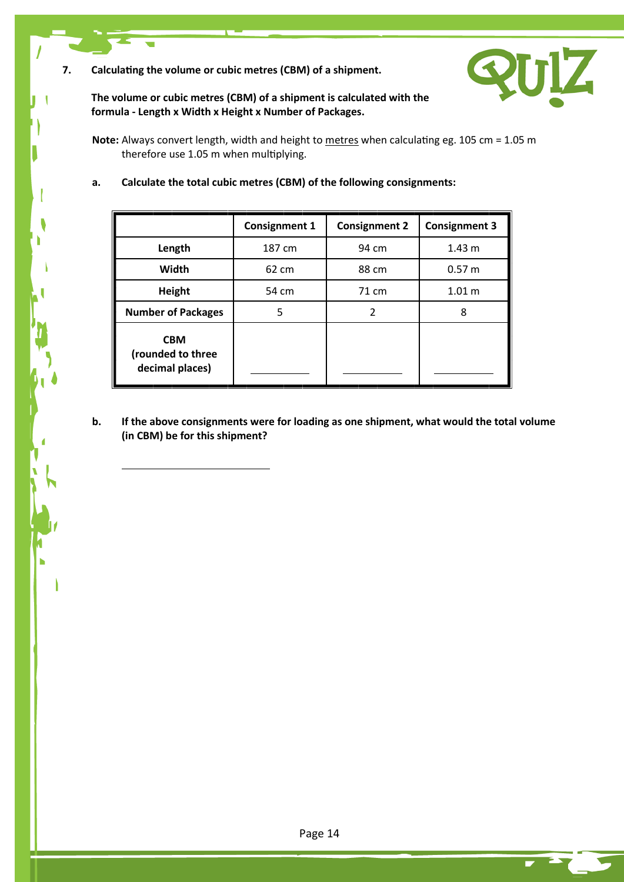7. **Calculating the volume or cubic metres (CBM) of a shipment.**

**The volume or cubic metres (CBM) of a shipment is calculated with the formula - Length x Width x Height x Number of Packages.**

**Note:** Always convert length, width and height to metres when calculating eg. 105 cm = 1.05 m therefore use 1.05 m when multiplying.

a. **Calculate the total cubic metres (CBM) of the following consignments:**

| | Consignment 1 | Consignment 2 | Consignment 3 |
|---|---|---|---|
| **Length** | 187 cm | 94 cm | 1.43 m |
| **Width** | 62 cm | 88 cm | 0.57 m |
| **Height** | 54 cm | 71 cm | 1.01 m |
| **Number of Packages** | 5 | 2 | 8 |
| **CBM (rounded to three decimal places)** | ________ | ________ | ________ |

b. **If the above consignments were for loading as one shipment, what would the total volume (in CBM) be for this shipment?**

________________________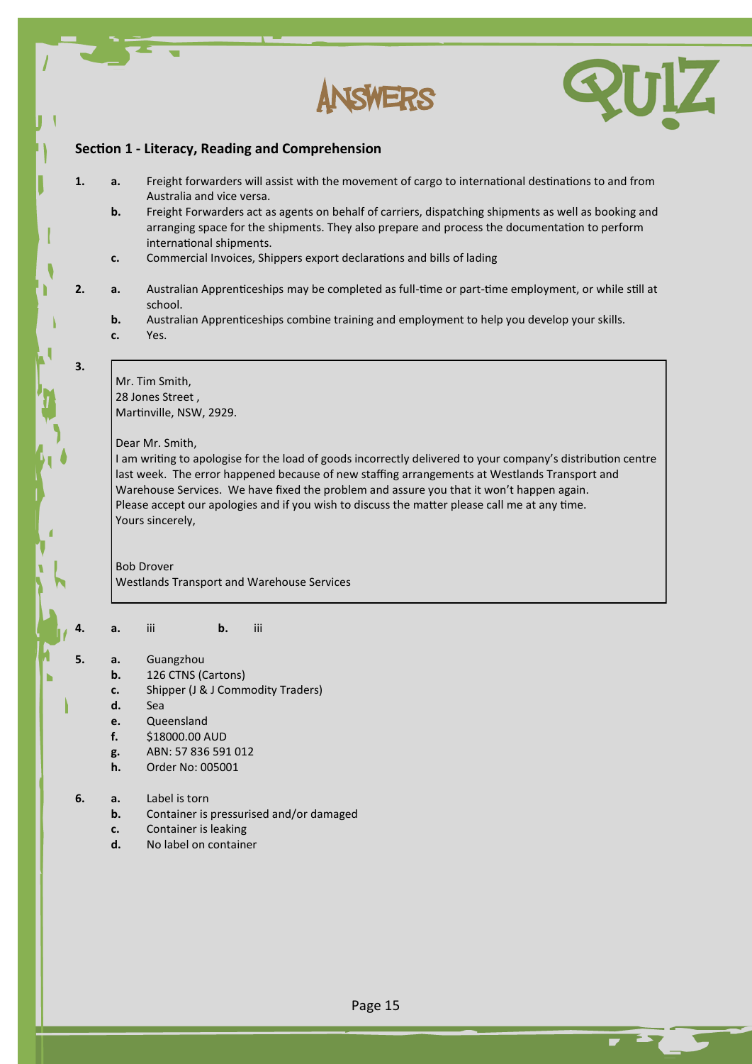# ANSWERS QUIZ

## Section 1 - Literacy, Reading and Comprehension

**1.**
- **a.** Freight forwarders will assist with the movement of cargo to international destinations to and from Australia and vice versa.
- **b.** Freight Forwarders act as agents on behalf of carriers, dispatching shipments as well as booking and arranging space for the shipments. They also prepare and process the documentation to perform international shipments.
- **c.** Commercial Invoices, Shippers export declarations and bills of lading

**2.**
- **a.** Australian Apprenticeships may be completed as full-time or part-time employment, or while still at school.
- **b.** Australian Apprenticeships combine training and employment to help you develop your skills.
- **c.** Yes.

**3.**

> Mr. Tim Smith,
> 28 Jones Street ,
> Martinville, NSW, 2929.
>
> Dear Mr. Smith,
> I am writing to apologise for the load of goods incorrectly delivered to your company's distribution centre last week. The error happened because of new staffing arrangements at Westlands Transport and Warehouse Services. We have fixed the problem and assure you that it won't happen again.
> Please accept our apologies and if you wish to discuss the matter please call me at any time.
> Yours sincerely,
>
> Bob Drover
> Westlands Transport and Warehouse Services

**4.** **a.** iii **b.** iii

**5.**
- **a.** Guangzhou
- **b.** 126 CTNS (Cartons)
- **c.** Shipper (J & J Commodity Traders)
- **d.** Sea
- **e.** Queensland
- **f.** $18000.00 AUD
- **g.** ABN: 57 836 591 012
- **h.** Order No: 005001

**6.**
- **a.** Label is torn
- **b.** Container is pressurised and/or damaged
- **c.** Container is leaking
- **d.** No label on container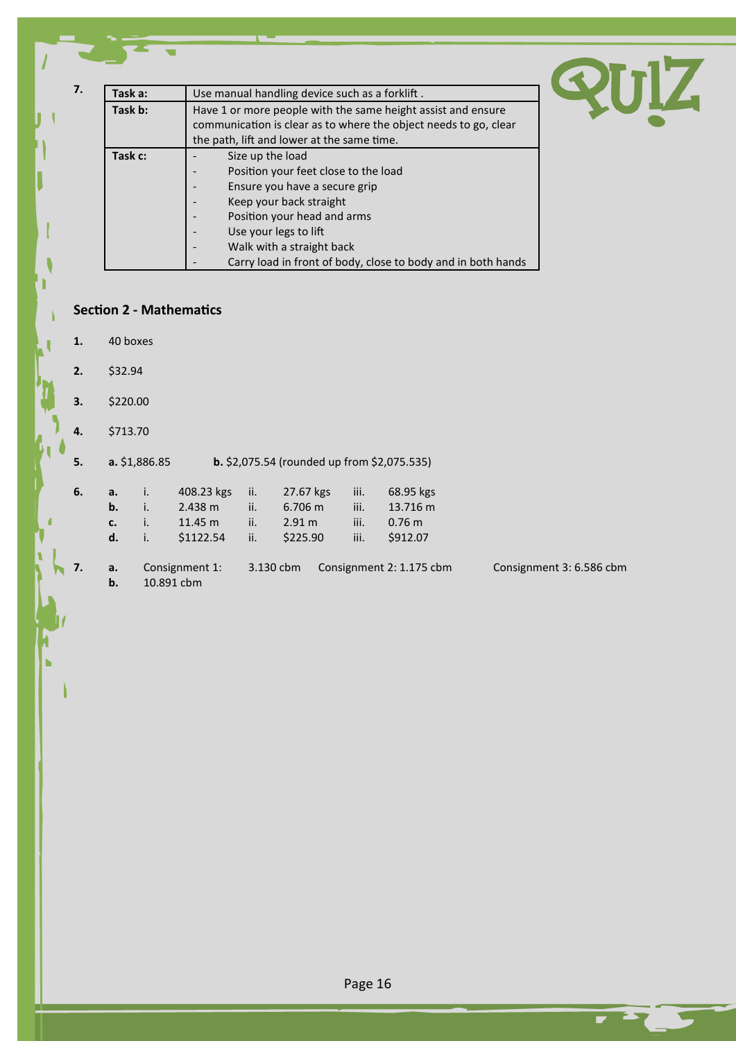**7.**

| Task a: | Use manual handling device such as a forklift . |
|---|---|
| Task b: | Have 1 or more people with the same height assist and ensure communication is clear as to where the object needs to go, clear the path, lift and lower at the same time. |
| Task c: | - Size up the load<br>- Position your feet close to the load<br>- Ensure you have a secure grip<br>- Keep your back straight<br>- Position your head and arms<br>- Use your legs to lift<br>- Walk with a straight back<br>- Carry load in front of body, close to body and in both hands |

QUIZ

## Section 2 - Mathematics

**1.** 40 boxes

**2.** $32.94

**3.** $220.00

**4.** $713.70

**5.** **a.** $1,886.85 **b.** $2,075.54 (rounded up from $2,075.535)

**6.**

| | i. | | ii. | | iii. | |
|---|---|---|---|---|---|---|
| **a.** | i. | 408.23 kgs | ii. | 27.67 kgs | iii. | 68.95 kgs |
| **b.** | i. | 2.438 m | ii. | 6.706 m | iii. | 13.716 m |
| **c.** | i. | 11.45 m | ii. | 2.91 m | iii. | 0.76 m |
| **d.** | i. | $1122.54 | ii. | $225.90 | iii. | $912.07 |

**7.** **a.** Consignment 1: 3.130 cbm Consignment 2: 1.175 cbm Consignment 3: 6.586 cbm
**b.** 10.891 cbm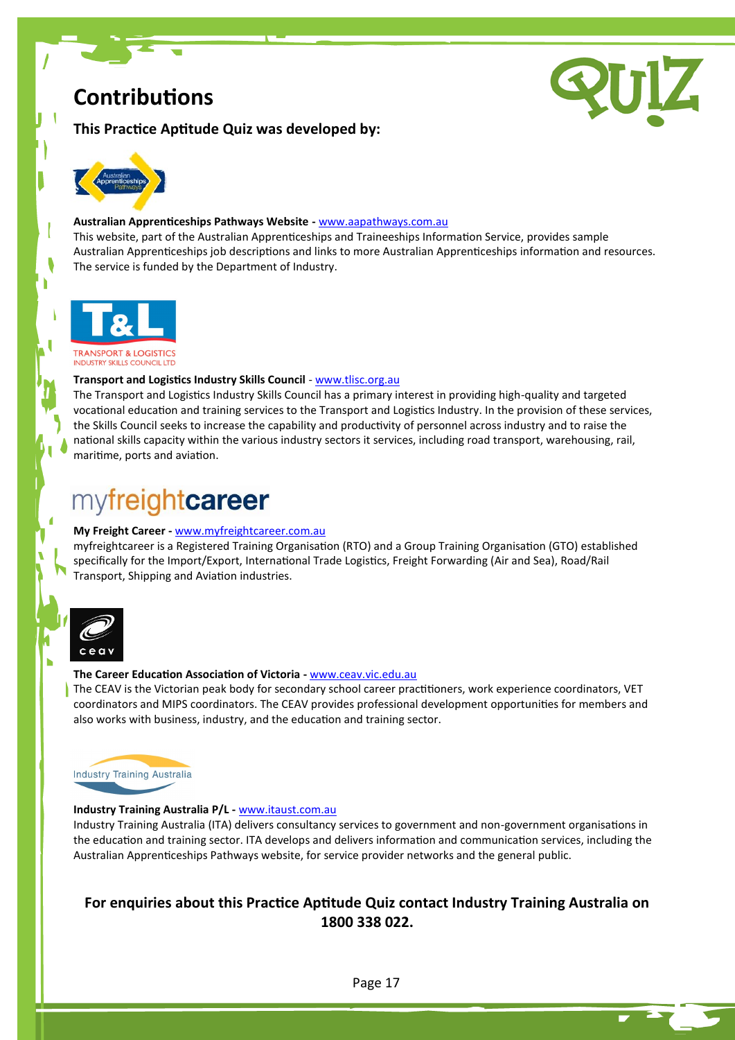# Contributions

**This Practice Aptitude Quiz was developed by:**

**Australian Apprenticeships Pathways Website -** www.aapathways.com.au
This website, part of the Australian Apprenticeships and Traineeships Information Service, provides sample Australian Apprenticeships job descriptions and links to more Australian Apprenticeships information and resources. The service is funded by the Department of Industry.

**Transport and Logistics Industry Skills Council** - www.tlisc.org.au
The Transport and Logistics Industry Skills Council has a primary interest in providing high-quality and targeted vocational education and training services to the Transport and Logistics Industry. In the provision of these services, the Skills Council seeks to increase the capability and productivity of personnel across industry and to raise the national skills capacity within the various industry sectors it services, including road transport, warehousing, rail, maritime, ports and aviation.

**My Freight Career -** www.myfreightcareer.com.au
myfreightcareer is a Registered Training Organisation (RTO) and a Group Training Organisation (GTO) established specifically for the Import/Export, International Trade Logistics, Freight Forwarding (Air and Sea), Road/Rail Transport, Shipping and Aviation industries.

**The Career Education Association of Victoria -** www.ceav.vic.edu.au
The CEAV is the Victorian peak body for secondary school career practitioners, work experience coordinators, VET coordinators and MIPS coordinators. The CEAV provides professional development opportunities for members and also works with business, industry, and the education and training sector.

**Industry Training Australia P/L -** www.itaust.com.au
Industry Training Australia (ITA) delivers consultancy services to government and non-government organisations in the education and training sector. ITA develops and delivers information and communication services, including the Australian Apprenticeships Pathways website, for service provider networks and the general public.

**For enquiries about this Practice Aptitude Quiz contact Industry Training Australia on 1800 338 022.**